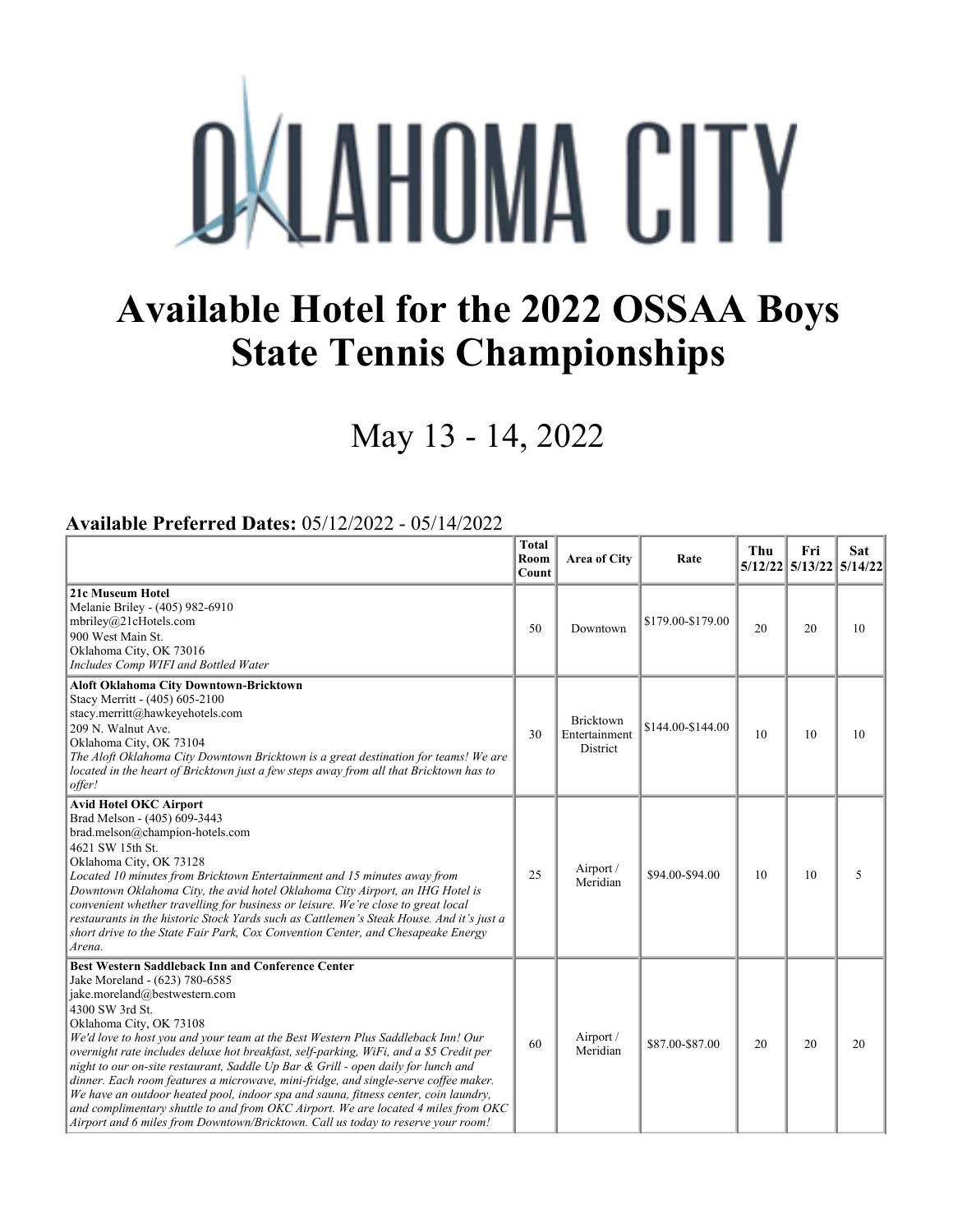# OKLAHOMA CITY

# Available Hotel for the 2022 OSSAA Boys State Tennis Championships

## May 13 - 14, 2022

**Available Preferred Dates:** 05/12/2022 - 05/14/2022

| | Total Room Count | Area of City | Rate | Thu 5/12/22 | Fri 5/13/22 | Sat 5/14/22 |
|---|---|---|---|---|---|---|
| **21c Museum Hotel**<br>Melanie Briley - (405) 982-6910<br>mbriley@21cHotels.com<br>900 West Main St.<br>Oklahoma City, OK 73016<br>*Includes Comp WIFI and Bottled Water* | 50 | Downtown | \$179.00-\$179.00 | 20 | 20 | 10 |
| **Aloft Oklahoma City Downtown-Bricktown**<br>Stacy Merritt - (405) 605-2100<br>stacy.merritt@hawkeyehotels.com<br>209 N. Walnut Ave.<br>Oklahoma City, OK 73104<br>*The Aloft Oklahoma City Downtown Bricktown is a great destination for teams! We are located in the heart of Bricktown just a few steps away from all that Bricktown has to offer!* | 30 | Bricktown Entertainment District | \$144.00-\$144.00 | 10 | 10 | 10 |
| **Avid Hotel OKC Airport**<br>Brad Melson - (405) 609-3443<br>brad.melson@champion-hotels.com<br>4621 SW 15th St.<br>Oklahoma City, OK 73128<br>*Located 10 minutes from Bricktown Entertainment and 15 minutes away from Downtown Oklahoma City, the avid hotel Oklahoma City Airport, an IHG Hotel is convenient whether travelling for business or leisure. We're close to great local restaurants in the historic Stock Yards such as Cattlemen's Steak House. And it's just a short drive to the State Fair Park, Cox Convention Center, and Chesapeake Energy Arena.* | 25 | Airport / Meridian | \$94.00-\$94.00 | 10 | 10 | 5 |
| **Best Western Saddleback Inn and Conference Center**<br>Jake Moreland - (623) 780-6585<br>jake.moreland@bestwestern.com<br>4300 SW 3rd St.<br>Oklahoma City, OK 73108<br>*We'd love to host you and your team at the Best Western Plus Saddleback Inn! Our overnight rate includes deluxe hot breakfast, self-parking, WiFi, and a \$5 Credit per night to our on-site restaurant, Saddle Up Bar & Grill - open daily for lunch and dinner. Each room features a microwave, mini-fridge, and single-serve coffee maker. We have an outdoor heated pool, indoor spa and sauna, fitness center, coin laundry, and complimentary shuttle to and from OKC Airport. We are located 4 miles from OKC Airport and 6 miles from Downtown/Bricktown. Call us today to reserve your room!* | 60 | Airport / Meridian | \$87.00-\$87.00 | 20 | 20 | 20 |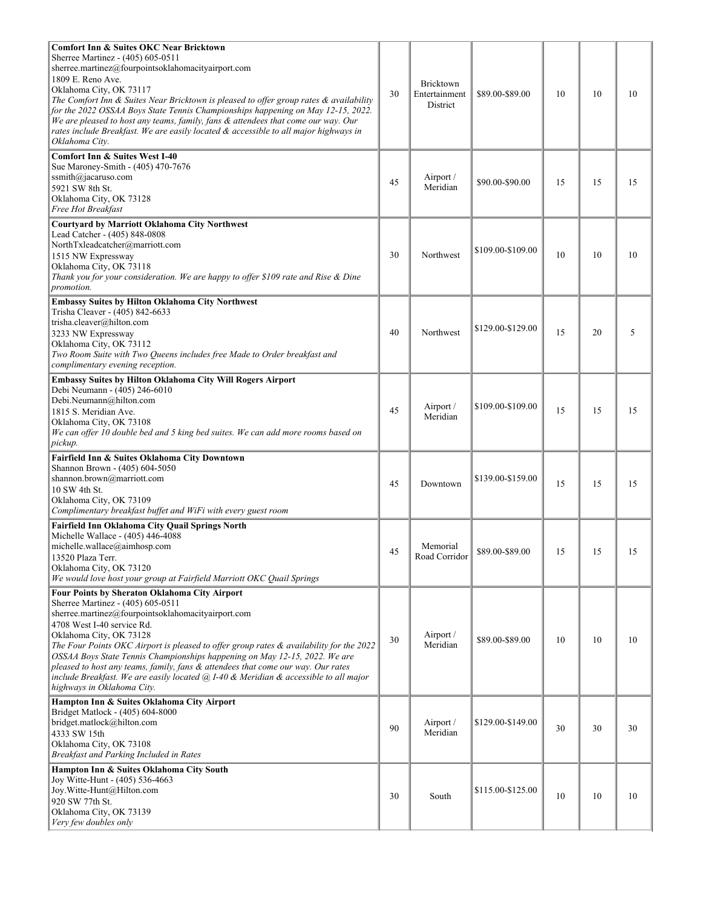| Hotel | Rooms | Area | Rate | | | |
|---|---|---|---|---|---|---|
| **Comfort Inn & Suites OKC Near Bricktown**<br>Sherree Martinez - (405) 605-0511<br>sherree.martinez@fourpointsoklahomacityairport.com<br>1809 E. Reno Ave.<br>Oklahoma City, OK 73117<br>*The Comfort Inn & Suites Near Bricktown is pleased to offer group rates & availability for the 2022 OSSAA Boys State Tennis Championships happening on May 12-15, 2022. We are pleased to host any teams, family, fans & attendees that come our way. Our rates include Breakfast. We are easily located & accessible to all major highways in Oklahoma City.* | 30 | Bricktown Entertainment District | \$89.00-\$89.00 | 10 | 10 | 10 |
| **Comfort Inn & Suites West I-40**<br>Sue Maroney-Smith - (405) 470-7676<br>ssmith@jacaruso.com<br>5921 SW 8th St.<br>Oklahoma City, OK 73128<br>*Free Hot Breakfast* | 45 | Airport / Meridian | \$90.00-\$90.00 | 15 | 15 | 15 |
| **Courtyard by Marriott Oklahoma City Northwest**<br>Lead Catcher - (405) 848-0808<br>NorthTxleadcatcher@marriott.com<br>1515 NW Expressway<br>Oklahoma City, OK 73118<br>*Thank you for your consideration. We are happy to offer \$109 rate and Rise & Dine promotion.* | 30 | Northwest | \$109.00-\$109.00 | 10 | 10 | 10 |
| **Embassy Suites by Hilton Oklahoma City Northwest**<br>Trisha Cleaver - (405) 842-6633<br>trisha.cleaver@hilton.com<br>3233 NW Expressway<br>Oklahoma City, OK 73112<br>*Two Room Suite with Two Queens includes free Made to Order breakfast and complimentary evening reception.* | 40 | Northwest | \$129.00-\$129.00 | 15 | 20 | 5 |
| **Embassy Suites by Hilton Oklahoma City Will Rogers Airport**<br>Debi Neumann - (405) 246-6010<br>Debi.Neumann@hilton.com<br>1815 S. Meridian Ave.<br>Oklahoma City, OK 73108<br>*We can offer 10 double bed and 5 king bed suites. We can add more rooms based on pickup.* | 45 | Airport / Meridian | \$109.00-\$109.00 | 15 | 15 | 15 |
| **Fairfield Inn & Suites Oklahoma City Downtown**<br>Shannon Brown - (405) 604-5050<br>shannon.brown@marriott.com<br>10 SW 4th St.<br>Oklahoma City, OK 73109<br>*Complimentary breakfast buffet and WiFi with every guest room* | 45 | Downtown | \$139.00-\$159.00 | 15 | 15 | 15 |
| **Fairfield Inn Oklahoma City Quail Springs North**<br>Michelle Wallace - (405) 446-4088<br>michelle.wallace@aimhosp.com<br>13520 Plaza Terr.<br>Oklahoma City, OK 73120<br>*We would love host your group at Fairfield Marriott OKC Quail Springs* | 45 | Memorial Road Corridor | \$89.00-\$89.00 | 15 | 15 | 15 |
| **Four Points by Sheraton Oklahoma City Airport**<br>Sherree Martinez - (405) 605-0511<br>sherree.martinez@fourpointsoklahomacityairport.com<br>4708 West I-40 service Rd.<br>Oklahoma City, OK 73128<br>*The Four Points OKC Airport is pleased to offer group rates & availability for the 2022 OSSAA Boys State Tennis Championships happening on May 12-15, 2022. We are pleased to host any teams, family, fans & attendees that come our way. Our rates include Breakfast. We are easily located @ I-40 & Meridian & accessible to all major highways in Oklahoma City.* | 30 | Airport / Meridian | \$89.00-\$89.00 | 10 | 10 | 10 |
| **Hampton Inn & Suites Oklahoma City Airport**<br>Bridget Matlock - (405) 604-8000<br>bridget.matlock@hilton.com<br>4333 SW 15th<br>Oklahoma City, OK 73108<br>*Breakfast and Parking Included in Rates* | 90 | Airport / Meridian | \$129.00-\$149.00 | 30 | 30 | 30 |
| **Hampton Inn & Suites Oklahoma City South**<br>Joy Witte-Hunt - (405) 536-4663<br>Joy.Witte-Hunt@Hilton.com<br>920 SW 77th St.<br>Oklahoma City, OK 73139<br>*Very few doubles only* | 30 | South | \$115.00-\$125.00 | 10 | 10 | 10 |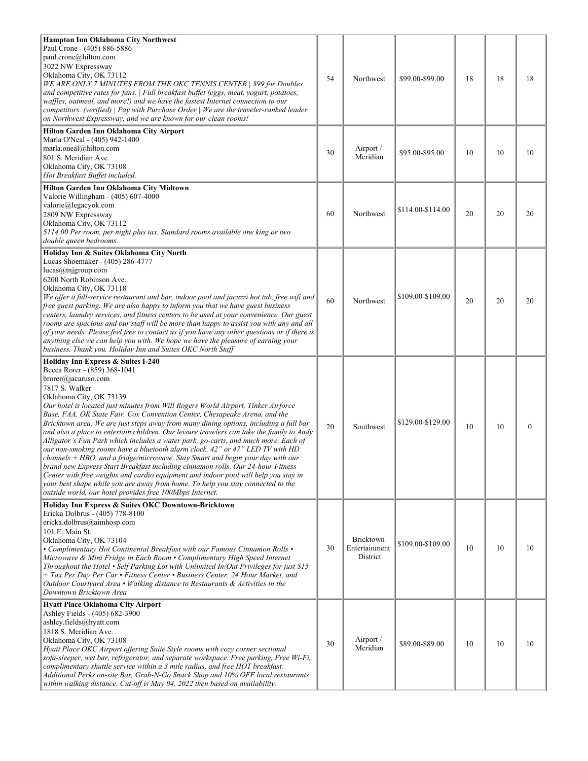| | | | | | | |
|---|---|---|---|---|---|---|
| **Hampton Inn Oklahoma City Northwest**<br>Paul Crone - (405) 886-5886<br>paul.crone@hilton.com<br>3022 NW Expressway<br>Oklahoma City, OK 73112<br>*WE ARE ONLY 7 MINUTES FROM THE OKC TENNIS CENTER \| $99 for Doubles and competitive rates for fans. \| Full breakfast buffet (eggs, meat, yogurt, potatoes, waffles, oatmeal, and more!) and we have the fastest Internet connection to our competitors. (verified) \| Pay with Purchase Order \| We are the traveler-ranked leader on Northwest Expressway, and we are known for our clean rooms!* | 54 | Northwest | $99.00-$99.00 | 18 | 18 | 18 |
| **Hilton Garden Inn Oklahoma City Airport**<br>Marla O'Neal - (405) 942-1400<br>marla.oneal@hilton.com<br>801 S. Meridian Ave.<br>Oklahoma City, OK 73108<br>*Hot Breakfast Buffet included.* | 30 | Airport / Meridian | $95.00-$95.00 | 10 | 10 | 10 |
| **Hilton Garden Inn Oklahoma City Midtown**<br>Valorie Willingham - (405) 607-4000<br>valorie@legacyok.com<br>2809 NW Expressway<br>Oklahoma City, OK 73112<br>*$114.00 Per room, per night plus tax. Standard rooms available one king or two double queen bedrooms.* | 60 | Northwest | $114.00-$114.00 | 20 | 20 | 20 |
| **Holiday Inn & Suites Oklahoma City North**<br>Lucas Shoemaker - (405) 286-4777<br>lucas@tnjgroup.com<br>6200 North Robinson Ave.<br>Oklahoma City, OK 73118<br>*We offer a full-service restaurant and bar, indoor pool and jacuzzi hot tub, free wifi and free guest parking. We are also happy to inform you that we have guest business centers, laundry services, and fitness centers to be used at your convenience. Our guest rooms are spacious and our staff will be more than happy to assist you with any and all of your needs. Please feel free to contact us if you have any other questions or if there is anything else we can help you with. We hope we have the pleasure of earning your business. Thank you. Holiday Inn and Suites OKC North Staff* | 60 | Northwest | $109.00-$109.00 | 20 | 20 | 20 |
| **Holiday Inn Express & Suites I-240**<br>Becca Rorer - (859) 368-1041<br>brorer@jacaruso.com<br>7817 S. Walker<br>Oklahoma City, OK 73139<br>*Our hotel is located just minutes from Will Rogers World Airport, Tinker Airforce Base, FAA, OK State Fair, Cox Convention Center, Chesapeake Arena, and the Bricktown area. We are just steps away from many dining options, including a full bar and also a place to entertain children. Our leisure travelers can take the family to Andy Alligator's Fun Park which includes a water park, go-carts, and much more. Each of our non-smoking rooms have a bluetooth alarm clock, 42" or 47" LED TV with HD channels + HBO, and a fridge/microwave. Stay Smart and begin your day with our brand new Express Start Breakfast including cinnamon rolls. Our 24-hour Fitness Center with free weights and cardio equipment and indoor pool will help you stay in your best shape while you are away from home. To help you stay connected to the outside world, our hotel provides free 100Mbps Internet.* | 20 | Southwest | $129.00-$129.00 | 10 | 10 | 0 |
| **Holiday Inn Express & Suites OKC Downtown-Bricktown**<br>Ericka Dolbrus - (405) 778-8100<br>ericka.dolbrus@aimhosp.com<br>101 E. Main St.<br>Oklahoma City, OK 73104<br>*• Complimentary Hot Continental Breakfast with our Famous Cinnamon Rolls • Microwave & Mini Fridge in Each Room • Complimentary High Speed Internet Throughout the Hotel • Self Parking Lot with Unlimited In/Out Privileges for just $15 + Tax Per Day Per Car • Fitness Center • Business Center, 24 Hour Market, and Outdoor Courtyard Area • Walking distance to Restaurants & Activities in the Downtown Bricktown Area* | 30 | Bricktown Entertainment District | $109.00-$109.00 | 10 | 10 | 10 |
| **Hyatt Place Oklahoma City Airport**<br>Ashley Fields - (405) 682-3900<br>ashley.fields@hyatt.com<br>1818 S. Meridian Ave.<br>Oklahoma City, OK 73108<br>*Hyatt Place OKC Airport offering Suite Style rooms with cozy corner sectional sofa-sleeper, wet bar, refrigerator, and separate workspace. Free parking, Free Wi-Fi, complimentary shuttle service within a 3 mile radius, and free HOT breakfast. Additional Perks on-site Bar, Grab-N-Go Snack Shop and 10% OFF local restaurants within walking distance. Cut-off is May 04, 2022 then based on availability.* | 30 | Airport / Meridian | $89.00-$89.00 | 10 | 10 | 10 |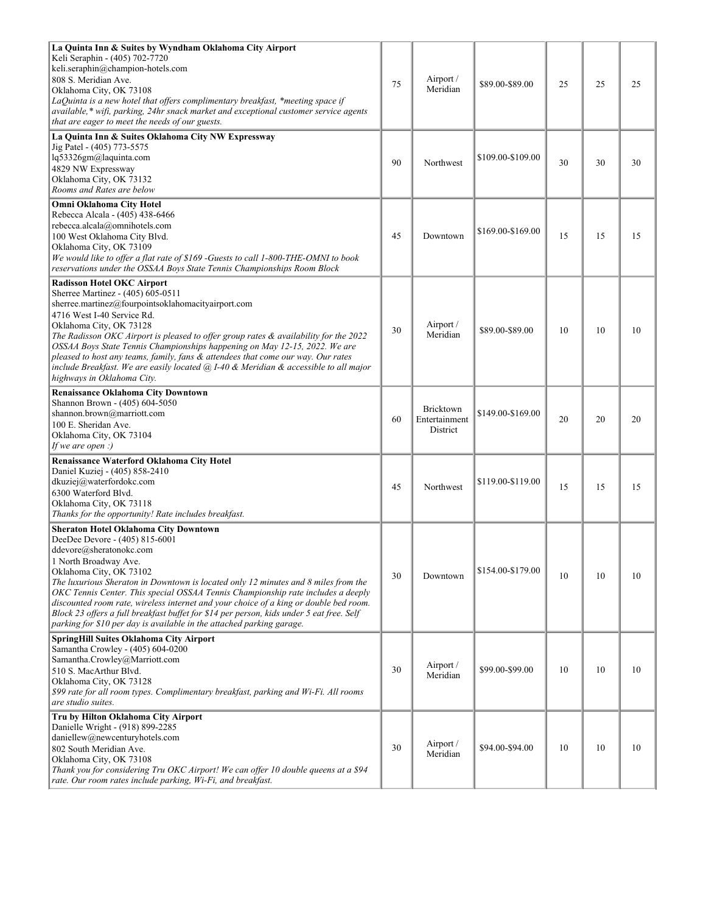| | | | | | | |
|---|---|---|---|---|---|---|
| **La Quinta Inn & Suites by Wyndham Oklahoma City Airport**<br>Keli Seraphin - (405) 702-7720<br>keli.seraphin@champion-hotels.com<br>808 S. Meridian Ave.<br>Oklahoma City, OK 73108<br>*LaQuinta is a new hotel that offers complimentary breakfast, *meeting space if available,* wifi, parking, 24hr snack market and exceptional customer service agents that are eager to meet the needs of our guests.* | 75 | Airport / Meridian | $89.00-$89.00 | 25 | 25 | 25 |
| **La Quinta Inn & Suites Oklahoma City NW Expressway**<br>Jig Patel - (405) 773-5575<br>lq53326gm@laquinta.com<br>4829 NW Expressway<br>Oklahoma City, OK 73132<br>*Rooms and Rates are below* | 90 | Northwest | $109.00-$109.00 | 30 | 30 | 30 |
| **Omni Oklahoma City Hotel**<br>Rebecca Alcala - (405) 438-6466<br>rebecca.alcala@omnihotels.com<br>100 West Oklahoma City Blvd.<br>Oklahoma City, OK 73109<br>*We would like to offer a flat rate of $169 -Guests to call 1-800-THE-OMNI to book reservations under the OSSAA Boys State Tennis Championships Room Block* | 45 | Downtown | $169.00-$169.00 | 15 | 15 | 15 |
| **Radisson Hotel OKC Airport**<br>Sherree Martinez - (405) 605-0511<br>sherree.martinez@fourpointsoklahomacityairport.com<br>4716 West I-40 Service Rd.<br>Oklahoma City, OK 73128<br>*The Radisson OKC Airport is pleased to offer group rates & availability for the 2022 OSSAA Boys State Tennis Championships happening on May 12-15, 2022. We are pleased to host any teams, family, fans & attendees that come our way. Our rates include Breakfast. We are easily located @ I-40 & Meridian & accessible to all major highways in Oklahoma City.* | 30 | Airport / Meridian | $89.00-$89.00 | 10 | 10 | 10 |
| **Renaissance Oklahoma City Downtown**<br>Shannon Brown - (405) 604-5050<br>shannon.brown@marriott.com<br>100 E. Sheridan Ave.<br>Oklahoma City, OK 73104<br>*If we are open :)* | 60 | Bricktown Entertainment District | $149.00-$169.00 | 20 | 20 | 20 |
| **Renaissance Waterford Oklahoma City Hotel**<br>Daniel Kuziej - (405) 858-2410<br>dkuziej@waterfordokc.com<br>6300 Waterford Blvd.<br>Oklahoma City, OK 73118<br>*Thanks for the opportunity! Rate includes breakfast.* | 45 | Northwest | $119.00-$119.00 | 15 | 15 | 15 |
| **Sheraton Hotel Oklahoma City Downtown**<br>DeeDee Devore - (405) 815-6001<br>ddevore@sheratonokc.com<br>1 North Broadway Ave.<br>Oklahoma City, OK 73102<br>*The luxurious Sheraton in Downtown is located only 12 minutes and 8 miles from the OKC Tennis Center. This special OSSAA Tennis Championship rate includes a deeply discounted room rate, wireless internet and your choice of a king or double bed room. Block 23 offers a full breakfast buffet for $14 per person, kids under 5 eat free. Self parking for $10 per day is available in the attached parking garage.* | 30 | Downtown | $154.00-$179.00 | 10 | 10 | 10 |
| **SpringHill Suites Oklahoma City Airport**<br>Samantha Crowley - (405) 604-0200<br>Samantha.Crowley@Marriott.com<br>510 S. MacArthur Blvd.<br>Oklahoma City, OK 73128<br>*$99 rate for all room types. Complimentary breakfast, parking and Wi-Fi. All rooms are studio suites.* | 30 | Airport / Meridian | $99.00-$99.00 | 10 | 10 | 10 |
| **Tru by Hilton Oklahoma City Airport**<br>Danielle Wright - (918) 899-2285<br>daniellew@newcenturyhotels.com<br>802 South Meridian Ave.<br>Oklahoma City, OK 73108<br>*Thank you for considering Tru OKC Airport! We can offer 10 double queens at a $94 rate. Our room rates include parking, Wi-Fi, and breakfast.* | 30 | Airport / Meridian | $94.00-$94.00 | 10 | 10 | 10 |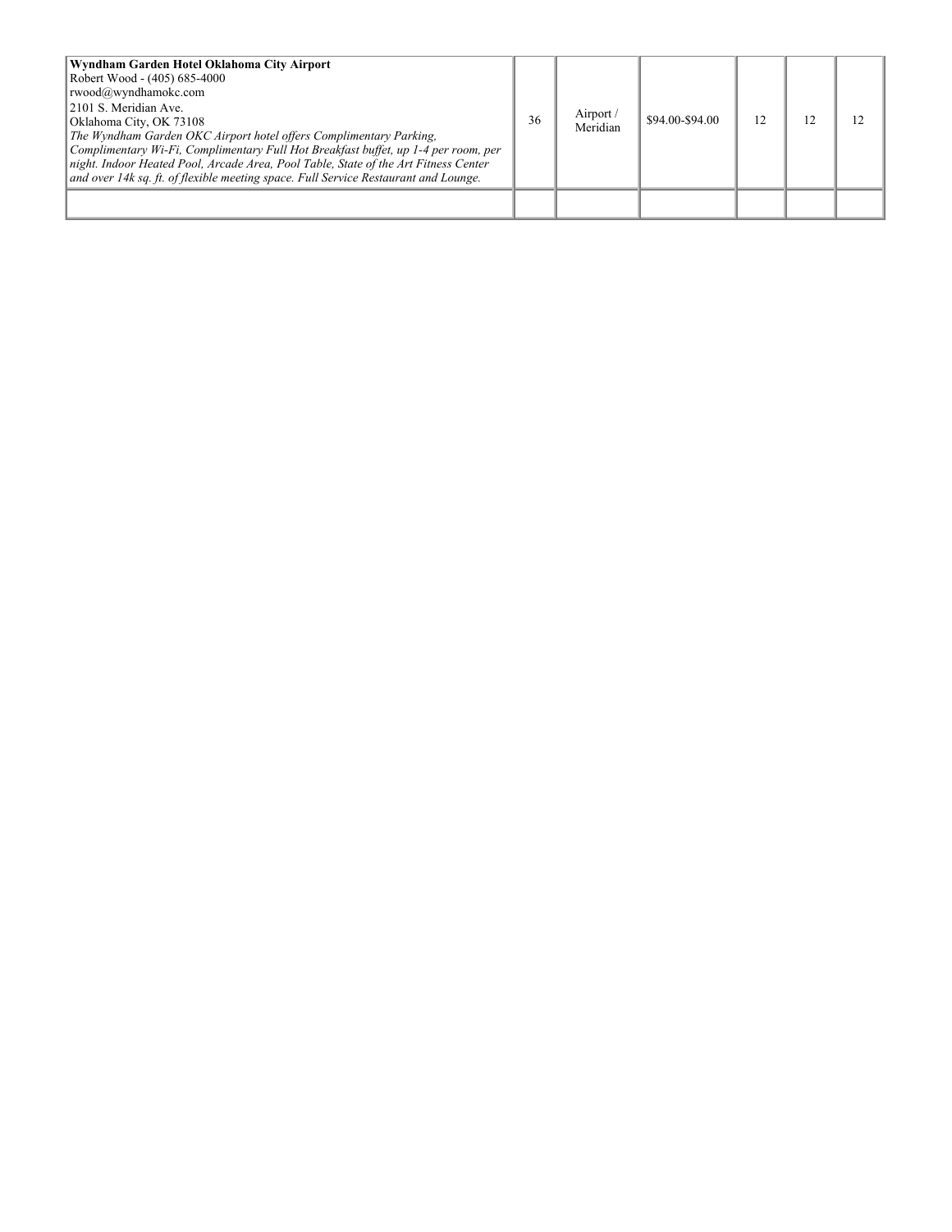| | | | | | | |
|---|---|---|---|---|---|---|
| **Wyndham Garden Hotel Oklahoma City Airport**<br>Robert Wood - (405) 685-4000<br>rwood@wyndhamokc.com<br>2101 S. Meridian Ave.<br>Oklahoma City, OK 73108<br>*The Wyndham Garden OKC Airport hotel offers Complimentary Parking, Complimentary Wi-Fi, Complimentary Full Hot Breakfast buffet, up 1-4 per room, per night. Indoor Heated Pool, Arcade Area, Pool Table, State of the Art Fitness Center and over 14k sq. ft. of flexible meeting space. Full Service Restaurant and Lounge.* | 36 | Airport / Meridian | $94.00-$94.00 | 12 | 12 | 12 |
| | | | | | | |